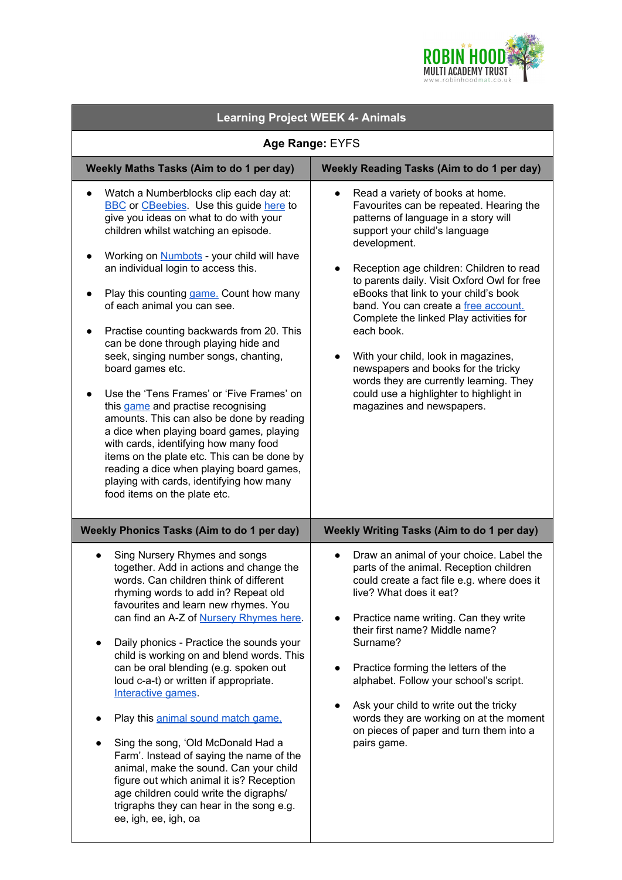# Learning Project WEEK 4- Animals

**Age Range:** EYFS

| Weekly Maths Tasks (Aim to do 1 per day) | Weekly Reading Tasks (Aim to do 1 per day) |
|---|---|
| • Watch a Numberblocks clip each day at: BBC or CBeebies. Use this guide here to give you ideas on what to do with your children whilst watching an episode.<br><br>• Working on Numbots - your child will have an individual login to access this.<br><br>• Play this counting game. Count how many of each animal you can see.<br><br>• Practise counting backwards from 20. This can be done through playing hide and seek, singing number songs, chanting, board games etc.<br><br>• Use the 'Tens Frames' or 'Five Frames' on this game and practise recognising amounts. This can also be done by reading a dice when playing board games, playing with cards, identifying how many food items on the plate etc. This can be done by reading a dice when playing board games, playing with cards, identifying how many food items on the plate etc. | • Read a variety of books at home. Favourites can be repeated. Hearing the patterns of language in a story will support your child's language development.<br><br>• Reception age children: Children to read to parents daily. Visit Oxford Owl for free eBooks that link to your child's book band. You can create a free account. Complete the linked Play activities for each book.<br><br>• With your child, look in magazines, newspapers and books for the tricky words they are currently learning. They could use a highlighter to highlight in magazines and newspapers. |
| **Weekly Phonics Tasks (Aim to do 1 per day)** | **Weekly Writing Tasks (Aim to do 1 per day)** |
| • Sing Nursery Rhymes and songs together. Add in actions and change the words. Can children think of different rhyming words to add in? Repeat old favourites and learn new rhymes. You can find an A-Z of Nursery Rhymes here.<br><br>• Daily phonics - Practice the sounds your child is working on and blend words. This can be oral blending (e.g. spoken out loud c-a-t) or written if appropriate. Interactive games.<br><br>• Play this animal sound match game.<br><br>• Sing the song, 'Old McDonald Had a Farm'. Instead of saying the name of the animal, make the sound. Can your child figure out which animal it is? Reception age children could write the digraphs/ trigraphs they can hear in the song e.g. ee, igh, ee, igh, oa | • Draw an animal of your choice. Label the parts of the animal. Reception children could create a fact file e.g. where does it live? What does it eat?<br><br>• Practice name writing. Can they write their first name? Middle name? Surname?<br><br>• Practice forming the letters of the alphabet. Follow your school's script.<br><br>• Ask your child to write out the tricky words they are working on at the moment on pieces of paper and turn them into a pairs game. |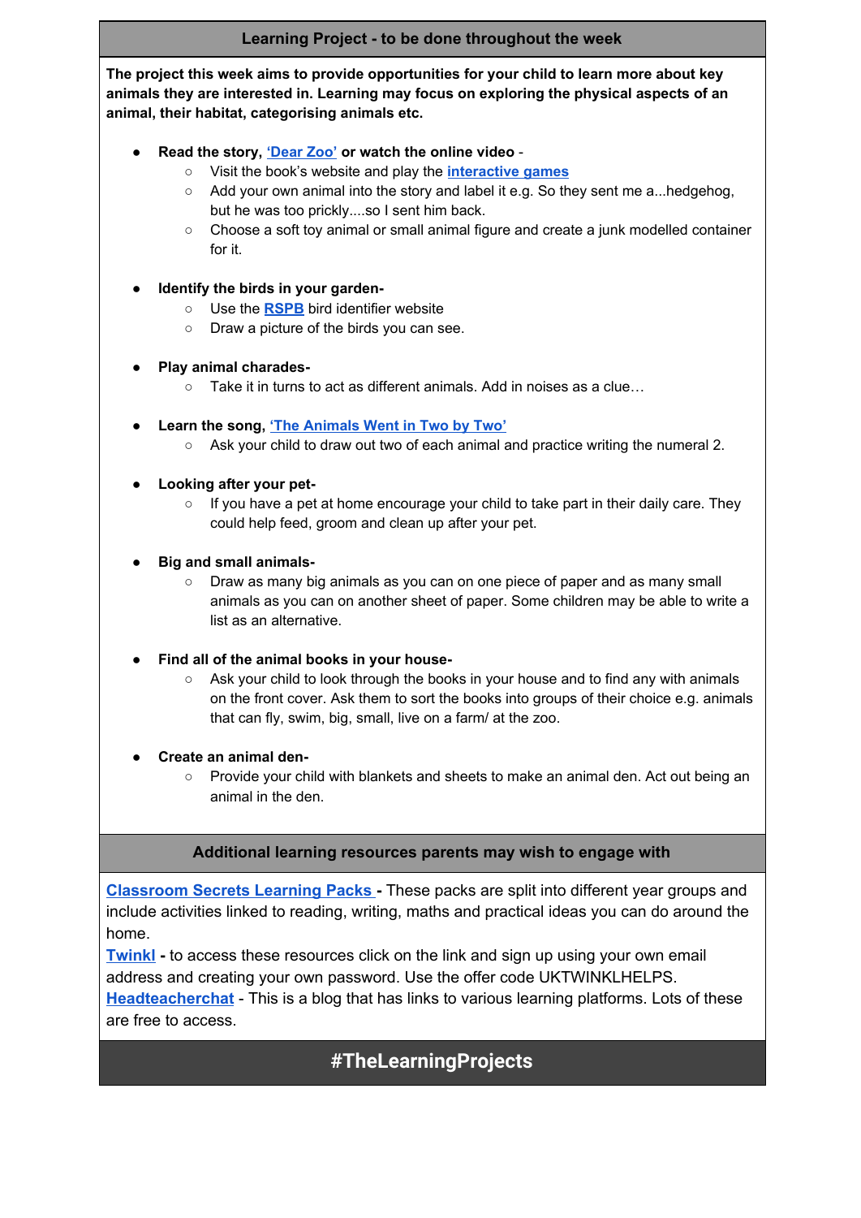## Learning Project - to be done throughout the week

**The project this week aims to provide opportunities for your child to learn more about key animals they are interested in. Learning may focus on exploring the physical aspects of an animal, their habitat, categorising animals etc.**

- **Read the story, 'Dear Zoo' or watch the online video** -
  - Visit the book's website and play the **interactive games**
  - Add your own animal into the story and label it e.g. So they sent me a...hedgehog, but he was too prickly....so I sent him back.
  - Choose a soft toy animal or small animal figure and create a junk modelled container for it.

- **Identify the birds in your garden-**
  - Use the **RSPB** bird identifier website
  - Draw a picture of the birds you can see.

- **Play animal charades-**
  - Take it in turns to act as different animals. Add in noises as a clue…

- **Learn the song, 'The Animals Went in Two by Two'**
  - Ask your child to draw out two of each animal and practice writing the numeral 2.

- **Looking after your pet-**
  - If you have a pet at home encourage your child to take part in their daily care. They could help feed, groom and clean up after your pet.

- **Big and small animals-**
  - Draw as many big animals as you can on one piece of paper and as many small animals as you can on another sheet of paper. Some children may be able to write a list as an alternative.

- **Find all of the animal books in your house-**
  - Ask your child to look through the books in your house and to find any with animals on the front cover. Ask them to sort the books into groups of their choice e.g. animals that can fly, swim, big, small, live on a farm/ at the zoo.

- **Create an animal den-**
  - Provide your child with blankets and sheets to make an animal den. Act out being an animal in the den.

## Additional learning resources parents may wish to engage with

**Classroom Secrets Learning Packs** **-** These packs are split into different year groups and include activities linked to reading, writing, maths and practical ideas you can do around the home.

**Twinkl** **-** to access these resources click on the link and sign up using your own email address and creating your own password. Use the offer code UKTWINKLHELPS.

**Headteacherchat** - This is a blog that has links to various learning platforms. Lots of these are free to access.

## #TheLearningProjects